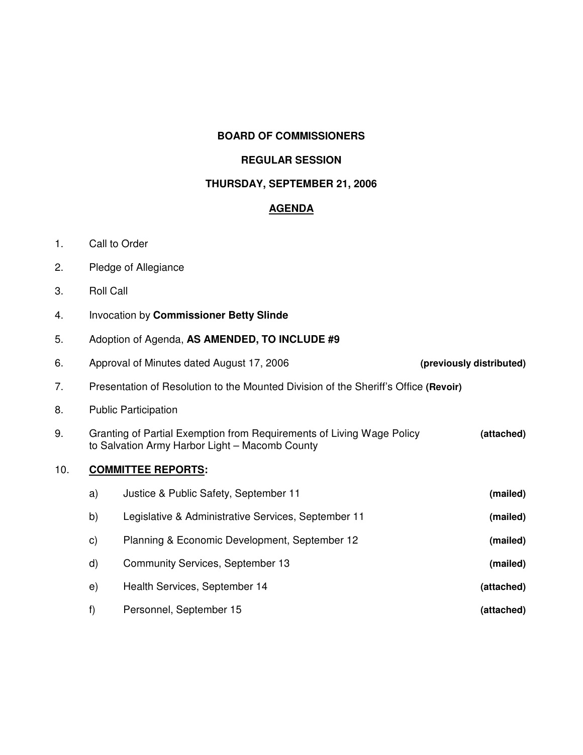**BOARD OF COMMISSIONERS**

**REGULAR SESSION**

**THURSDAY, SEPTEMBER 21, 2006**

**<u>AGENDA</u>**

1. Call to Order
2. Pledge of Allegiance
3. Roll Call
4. Invocation by **Commissioner Betty Slinde**
5. Adoption of Agenda, **AS AMENDED, TO INCLUDE #9**
6. Approval of Minutes dated August 17, 2006 **(previously distributed)**
7. Presentation of Resolution to the Mounted Division of the Sheriff's Office **(Revoir)**
8. Public Participation
9. Granting of Partial Exemption from Requirements of Living Wage Policy to Salvation Army Harbor Light – Macomb County **(attached)**
10. **<u>COMMITTEE REPORTS</u>:**
    a) Justice & Public Safety, September 11 **(mailed)**
    b) Legislative & Administrative Services, September 11 **(mailed)**
    c) Planning & Economic Development, September 12 **(mailed)**
    d) Community Services, September 13 **(mailed)**
    e) Health Services, September 14 **(attached)**
    f) Personnel, September 15 **(attached)**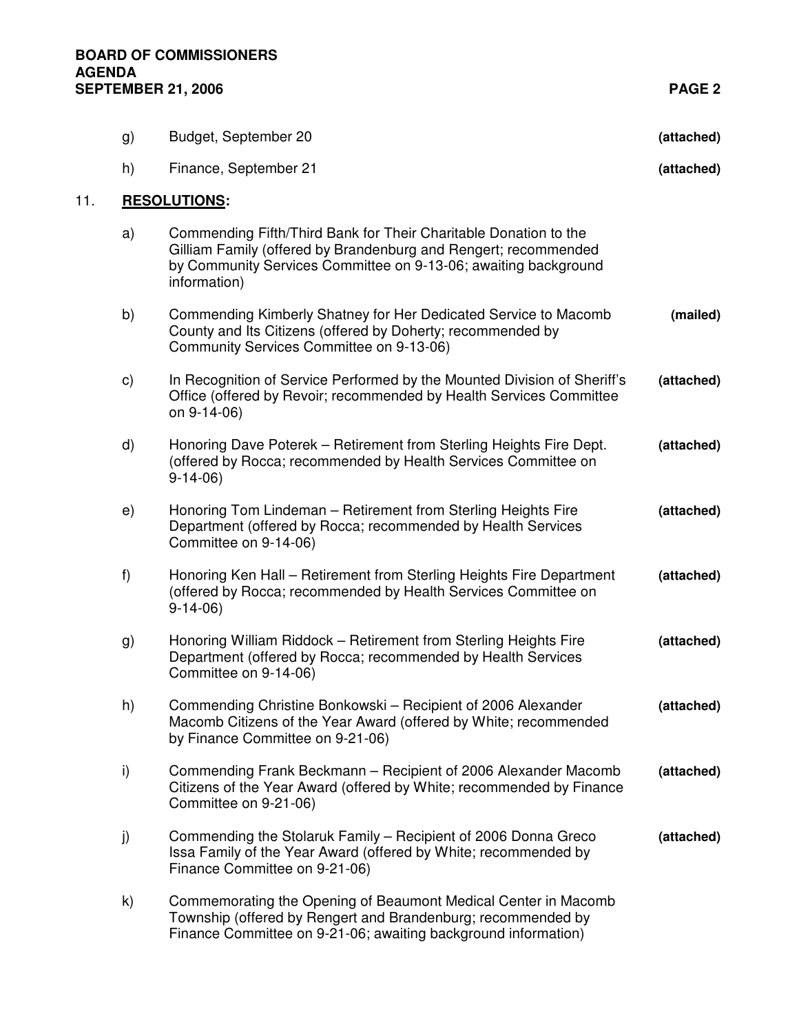g) Budget, September 20 **(attached)**

h) Finance, September 21 **(attached)**

11. **RESOLUTIONS:**

a) Commending Fifth/Third Bank for Their Charitable Donation to the Gilliam Family (offered by Brandenburg and Rengert; recommended by Community Services Committee on 9-13-06; awaiting background information)

b) Commending Kimberly Shatney for Her Dedicated Service to Macomb County and Its Citizens (offered by Doherty; recommended by Community Services Committee on 9-13-06) **(mailed)**

c) In Recognition of Service Performed by the Mounted Division of Sheriff's Office (offered by Revoir; recommended by Health Services Committee on 9-14-06) **(attached)**

d) Honoring Dave Poterek – Retirement from Sterling Heights Fire Dept. (offered by Rocca; recommended by Health Services Committee on 9-14-06) **(attached)**

e) Honoring Tom Lindeman – Retirement from Sterling Heights Fire Department (offered by Rocca; recommended by Health Services Committee on 9-14-06) **(attached)**

f) Honoring Ken Hall – Retirement from Sterling Heights Fire Department (offered by Rocca; recommended by Health Services Committee on 9-14-06) **(attached)**

g) Honoring William Riddock – Retirement from Sterling Heights Fire Department (offered by Rocca; recommended by Health Services Committee on 9-14-06) **(attached)**

h) Commending Christine Bonkowski – Recipient of 2006 Alexander Macomb Citizens of the Year Award (offered by White; recommended by Finance Committee on 9-21-06) **(attached)**

i) Commending Frank Beckmann – Recipient of 2006 Alexander Macomb Citizens of the Year Award (offered by White; recommended by Finance Committee on 9-21-06) **(attached)**

j) Commending the Stolaruk Family – Recipient of 2006 Donna Greco Issa Family of the Year Award (offered by White; recommended by Finance Committee on 9-21-06) **(attached)**

k) Commemorating the Opening of Beaumont Medical Center in Macomb Township (offered by Rengert and Brandenburg; recommended by Finance Committee on 9-21-06; awaiting background information)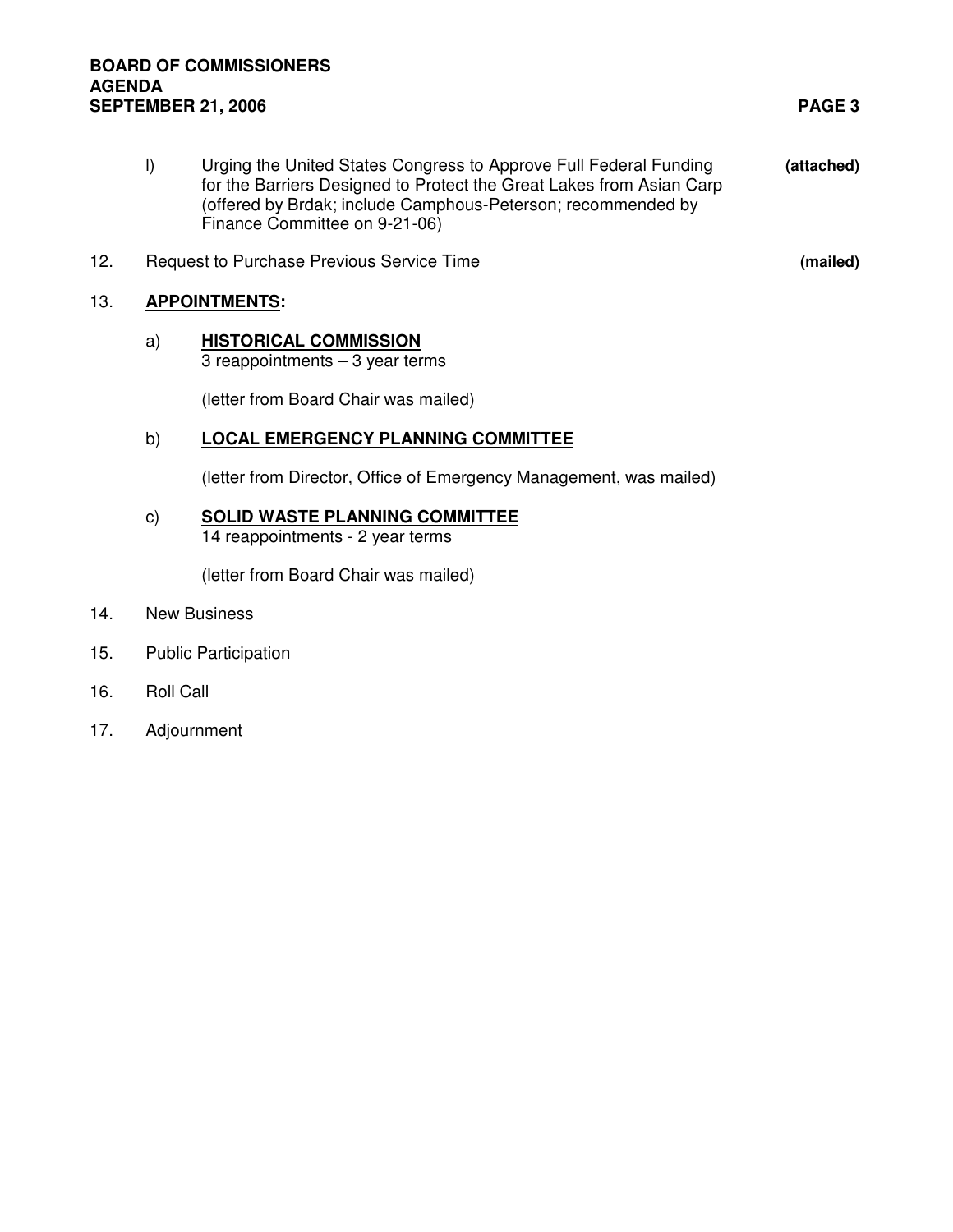l) Urging the United States Congress to Approve Full Federal Funding for the Barriers Designed to Protect the Great Lakes from Asian Carp (offered by Brdak; include Camphous-Peterson; recommended by Finance Committee on 9-21-06) **(attached)**

12. Request to Purchase Previous Service Time **(mailed)**

13. **APPOINTMENTS:**

    a) **HISTORICAL COMMISSION**
    3 reappointments – 3 year terms

    (letter from Board Chair was mailed)

    b) **LOCAL EMERGENCY PLANNING COMMITTEE**

    (letter from Director, Office of Emergency Management, was mailed)

    c) **SOLID WASTE PLANNING COMMITTEE**
    14 reappointments - 2 year terms

    (letter from Board Chair was mailed)

14. New Business

15. Public Participation

16. Roll Call

17. Adjournment